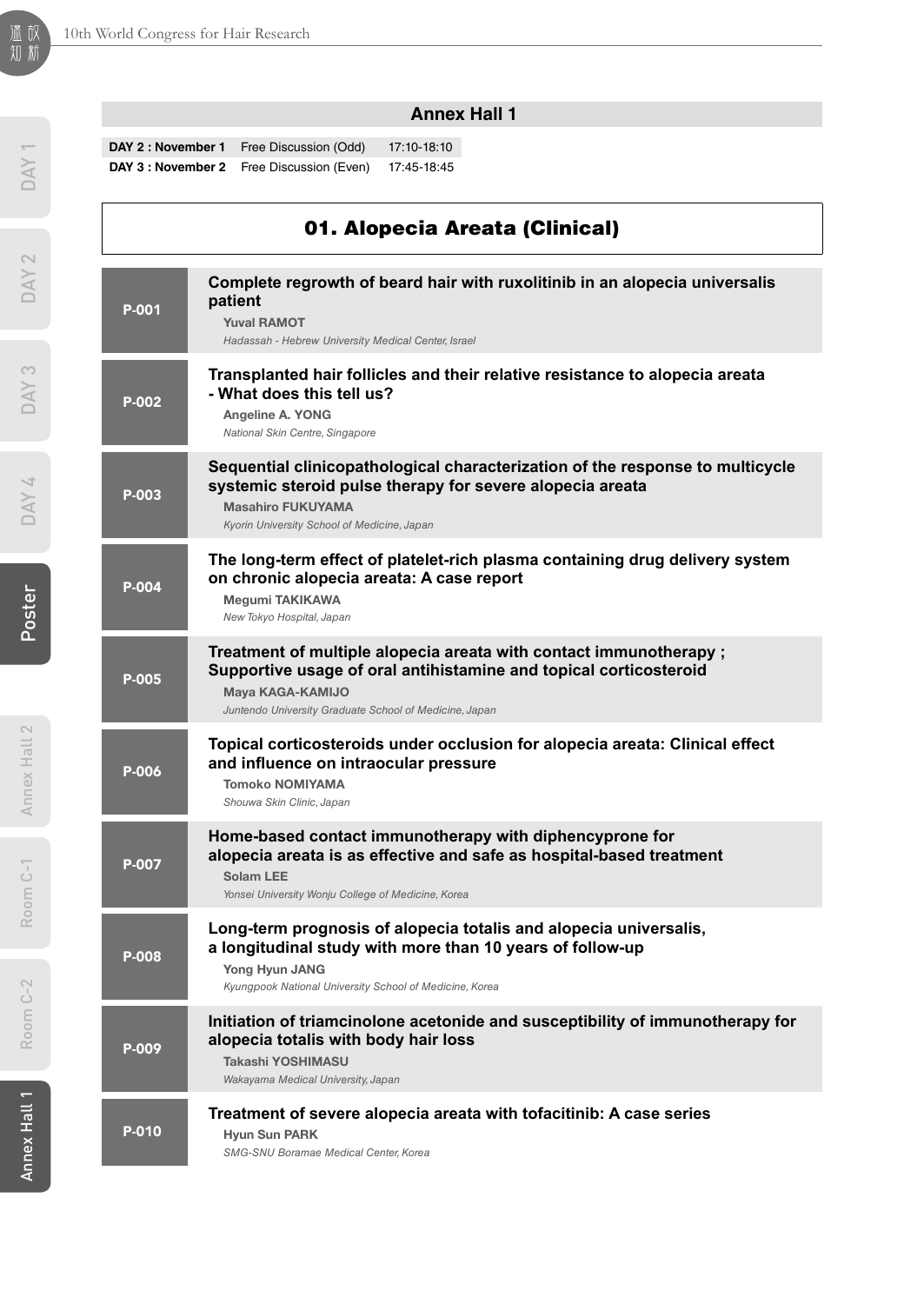## Annex Hall 1

| | | |
|---|---|---|
| **DAY 2 : November 1** | Free Discussion (Odd) | 17:10-18:10 |
| **DAY 3 : November 2** | Free Discussion (Even) | 17:45-18:45 |

# 01. Alopecia Areata (Clinical)

**P-001**
**Complete regrowth of beard hair with ruxolitinib in an alopecia universalis patient**
**Yuval RAMOT**
*Hadassah - Hebrew University Medical Center, Israel*

**P-002**
**Transplanted hair follicles and their relative resistance to alopecia areata - What does this tell us?**
**Angeline A. YONG**
*National Skin Centre, Singapore*

**P-003**
**Sequential clinicopathological characterization of the response to multicycle systemic steroid pulse therapy for severe alopecia areata**
**Masahiro FUKUYAMA**
*Kyorin University School of Medicine, Japan*

**P-004**
**The long-term effect of platelet-rich plasma containing drug delivery system on chronic alopecia areata: A case report**
**Megumi TAKIKAWA**
*New Tokyo Hospital, Japan*

**P-005**
**Treatment of multiple alopecia areata with contact immunotherapy ; Supportive usage of oral antihistamine and topical corticosteroid**
**Maya KAGA-KAMIJO**
*Juntendo University Graduate School of Medicine, Japan*

**P-006**
**Topical corticosteroids under occlusion for alopecia areata: Clinical effect and influence on intraocular pressure**
**Tomoko NOMIYAMA**
*Shouwa Skin Clinic, Japan*

**P-007**
**Home-based contact immunotherapy with diphencyprone for alopecia areata is as effective and safe as hospital-based treatment**
**Solam LEE**
*Yonsei University Wonju College of Medicine, Korea*

**P-008**
**Long-term prognosis of alopecia totalis and alopecia universalis, a longitudinal study with more than 10 years of follow-up**
**Yong Hyun JANG**
*Kyungpook National University School of Medicine, Korea*

**P-009**
**Initiation of triamcinolone acetonide and susceptibility of immunotherapy for alopecia totalis with body hair loss**
**Takashi YOSHIMASU**
*Wakayama Medical University, Japan*

**P-010**
**Treatment of severe alopecia areata with tofacitinib: A case series**
**Hyun Sun PARK**
*SMG-SNU Boramae Medical Center, Korea*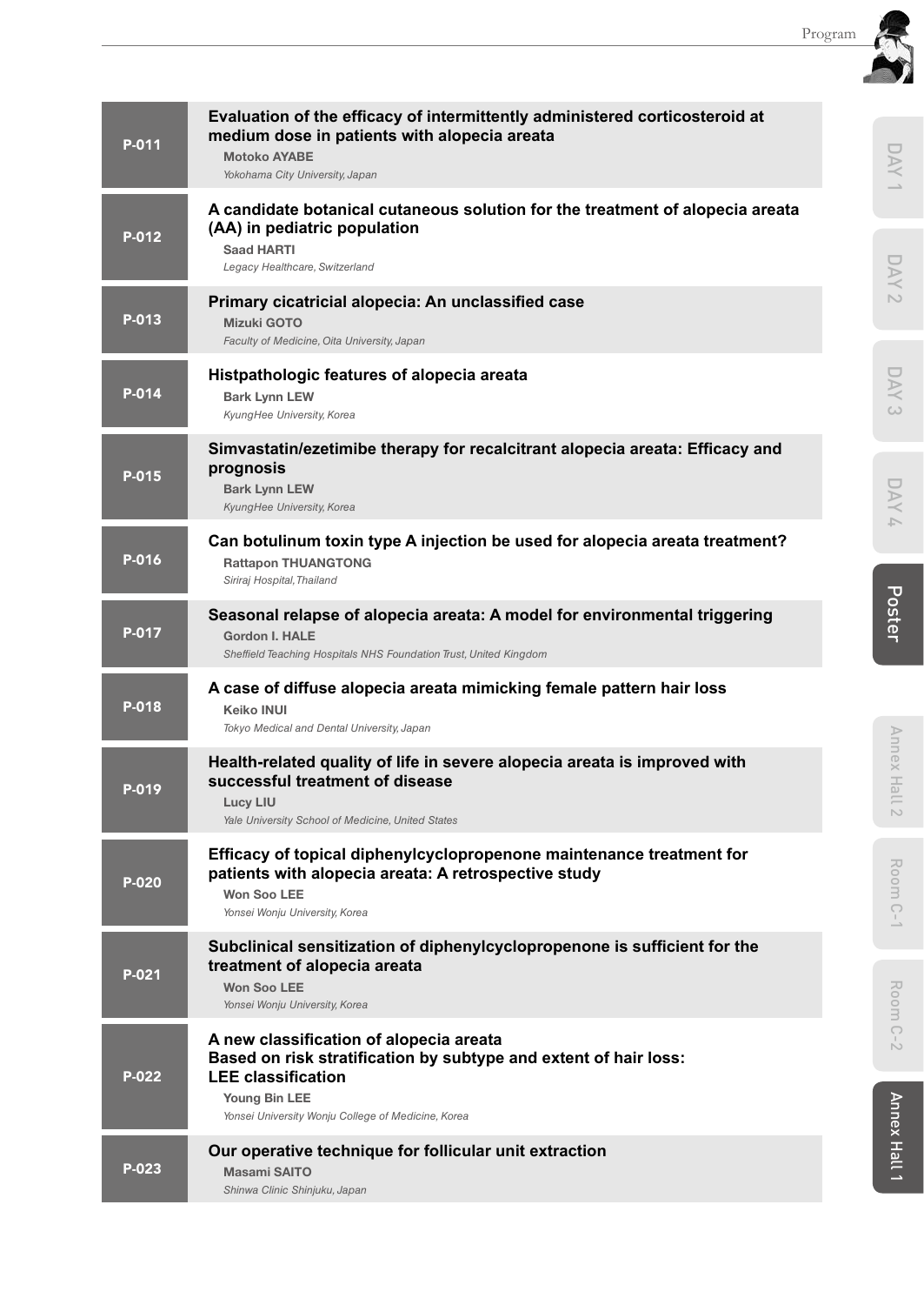**P-011**

**Evaluation of the efficacy of intermittently administered corticosteroid at medium dose in patients with alopecia areata**

**Motoko AYABE**
*Yokohama City University, Japan*

**P-012**

**A candidate botanical cutaneous solution for the treatment of alopecia areata (AA) in pediatric population**

**Saad HARTI**
*Legacy Healthcare, Switzerland*

**P-013**

**Primary cicatricial alopecia: An unclassified case**

**Mizuki GOTO**
*Faculty of Medicine, Oita University, Japan*

**P-014**

**Histpathologic features of alopecia areata**

**Bark Lynn LEW**
*KyungHee University, Korea*

**P-015**

**Simvastatin/ezetimibe therapy for recalcitrant alopecia areata: Efficacy and prognosis**

**Bark Lynn LEW**
*KyungHee University, Korea*

**P-016**

**Can botulinum toxin type A injection be used for alopecia areata treatment?**

**Rattapon THUANGTONG**
*Siriraj Hospital, Thailand*

**P-017**

**Seasonal relapse of alopecia areata: A model for environmental triggering**

**Gordon I. HALE**
*Sheffield Teaching Hospitals NHS Foundation Trust, United Kingdom*

**P-018**

**A case of diffuse alopecia areata mimicking female pattern hair loss**

**Keiko INUI**
*Tokyo Medical and Dental University, Japan*

**P-019**

**Health-related quality of life in severe alopecia areata is improved with successful treatment of disease**

**Lucy LIU**
*Yale University School of Medicine, United States*

**P-020**

**Efficacy of topical diphenylcyclopropenone maintenance treatment for patients with alopecia areata: A retrospective study**

**Won Soo LEE**
*Yonsei Wonju University, Korea*

**P-021**

**Subclinical sensitization of diphenylcyclopropenone is sufficient for the treatment of alopecia areata**

**Won Soo LEE**
*Yonsei Wonju University, Korea*

**P-022**

**A new classification of alopecia areata**
**Based on risk stratification by subtype and extent of hair loss:**
**LEE classification**

**Young Bin LEE**
*Yonsei University Wonju College of Medicine, Korea*

**P-023**

**Our operative technique for follicular unit extraction**

**Masami SAITO**
*Shinwa Clinic Shinjuku, Japan*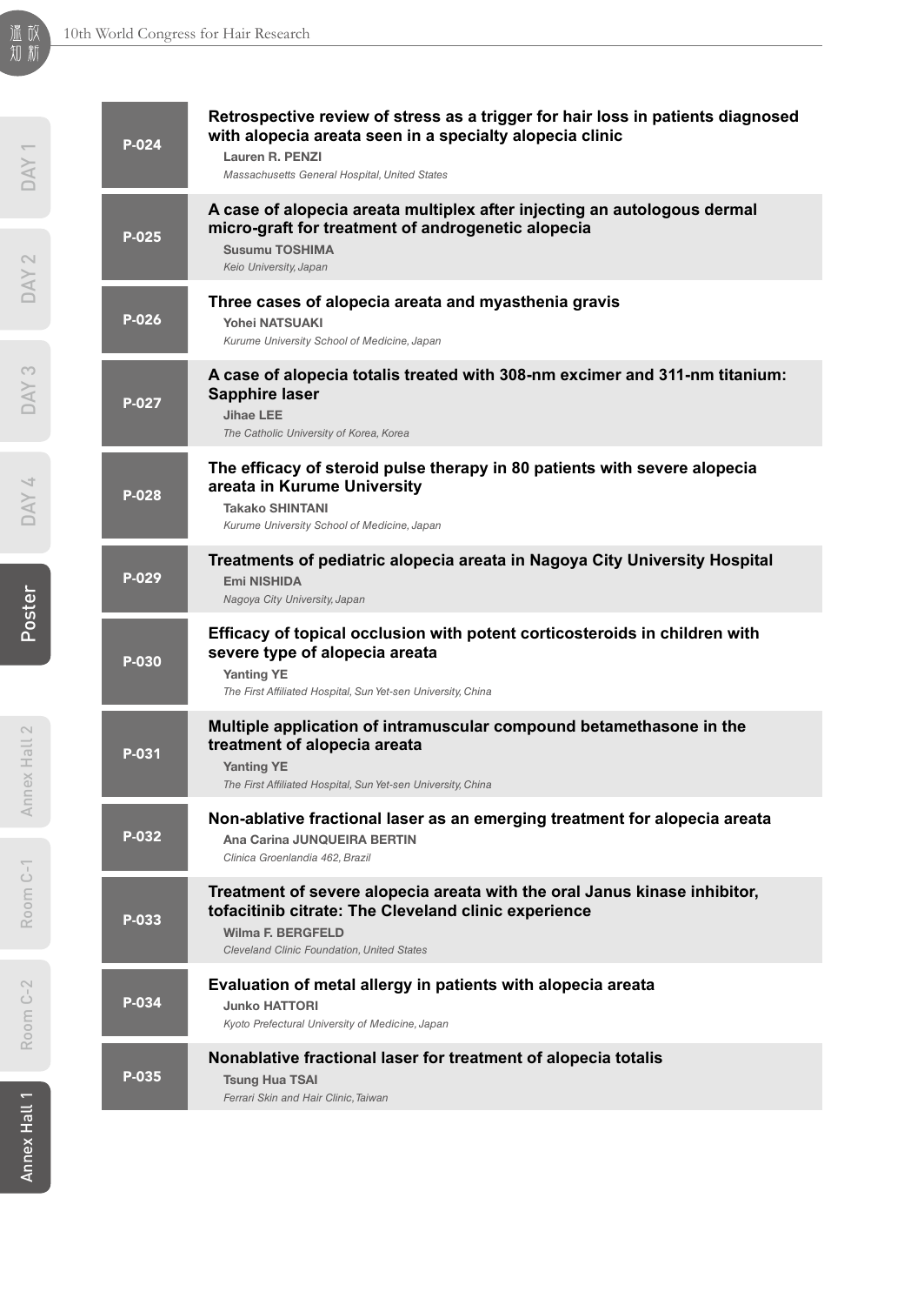| | |
|---|---|
| **P-024** | **Retrospective review of stress as a trigger for hair loss in patients diagnosed with alopecia areata seen in a specialty alopecia clinic**<br>**Lauren R. PENZI**<br>*Massachusetts General Hospital, United States* |
| **P-025** | **A case of alopecia areata multiplex after injecting an autologous dermal micro-graft for treatment of androgenetic alopecia**<br>**Susumu TOSHIMA**<br>*Keio University, Japan* |
| **P-026** | **Three cases of alopecia areata and myasthenia gravis**<br>**Yohei NATSUAKI**<br>*Kurume University School of Medicine, Japan* |
| **P-027** | **A case of alopecia totalis treated with 308-nm excimer and 311-nm titanium: Sapphire laser**<br>**Jihae LEE**<br>*The Catholic University of Korea, Korea* |
| **P-028** | **The efficacy of steroid pulse therapy in 80 patients with severe alopecia areata in Kurume University**<br>**Takako SHINTANI**<br>*Kurume University School of Medicine, Japan* |
| **P-029** | **Treatments of pediatric alopecia areata in Nagoya City University Hospital**<br>**Emi NISHIDA**<br>*Nagoya City University, Japan* |
| **P-030** | **Efficacy of topical occlusion with potent corticosteroids in children with severe type of alopecia areata**<br>**Yanting YE**<br>*The First Affiliated Hospital, Sun Yet-sen University, China* |
| **P-031** | **Multiple application of intramuscular compound betamethasone in the treatment of alopecia areata**<br>**Yanting YE**<br>*The First Affiliated Hospital, Sun Yet-sen University, China* |
| **P-032** | **Non-ablative fractional laser as an emerging treatment for alopecia areata**<br>**Ana Carina JUNQUEIRA BERTIN**<br>*Clinica Groenlandia 462, Brazil* |
| **P-033** | **Treatment of severe alopecia areata with the oral Janus kinase inhibitor, tofacitinib citrate: The Cleveland clinic experience**<br>**Wilma F. BERGFELD**<br>*Cleveland Clinic Foundation, United States* |
| **P-034** | **Evaluation of metal allergy in patients with alopecia areata**<br>**Junko HATTORI**<br>*Kyoto Prefectural University of Medicine, Japan* |
| **P-035** | **Nonablative fractional laser for treatment of alopecia totalis**<br>**Tsung Hua TSAI**<br>*Ferrari Skin and Hair Clinic, Taiwan* |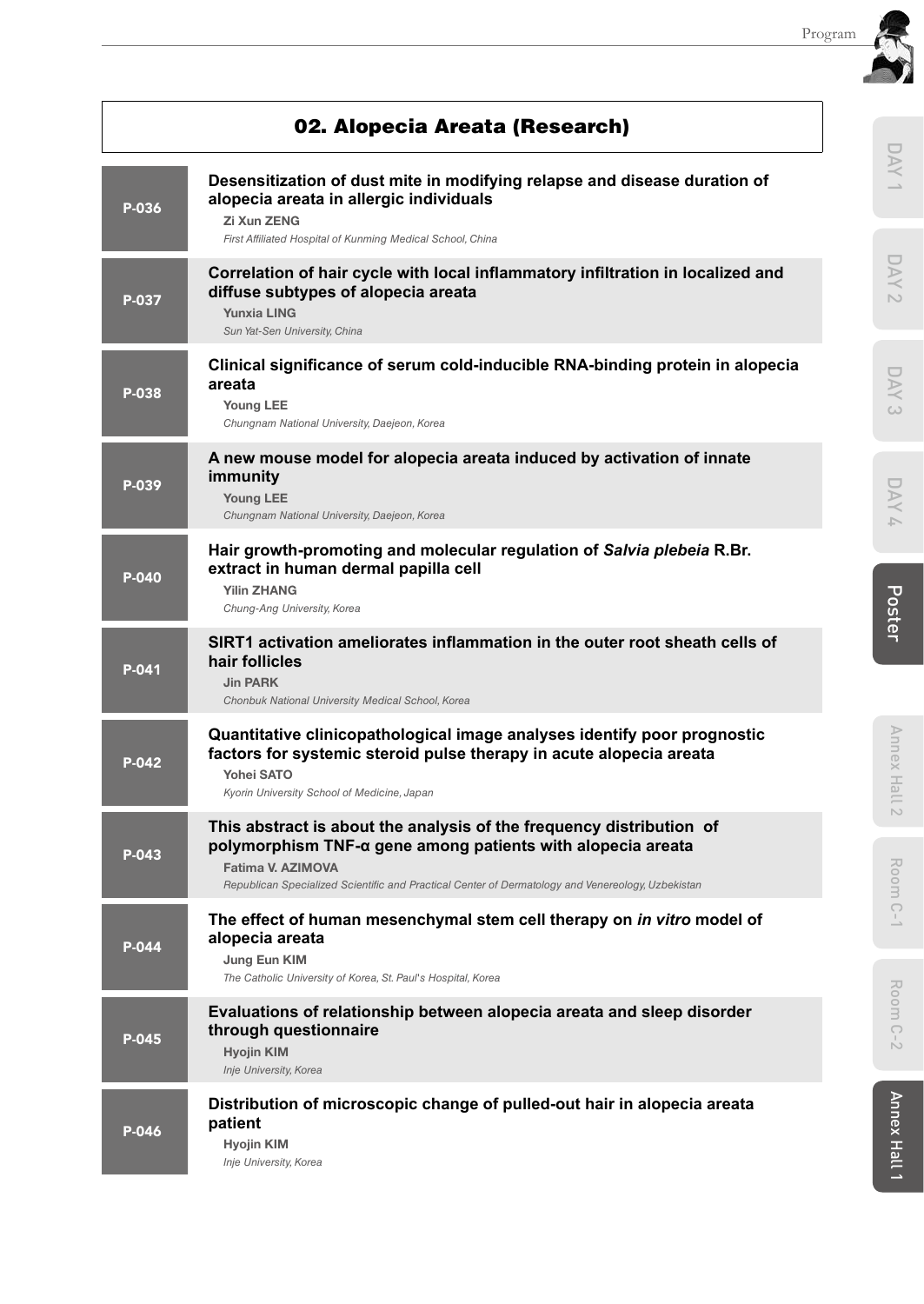## 02. Alopecia Areata (Research)

**P-036**

**Desensitization of dust mite in modifying relapse and disease duration of alopecia areata in allergic individuals**

**Zi Xun ZENG**
*First Affiliated Hospital of Kunming Medical School, China*

**P-037**

**Correlation of hair cycle with local inflammatory infiltration in localized and diffuse subtypes of alopecia areata**

**Yunxia LING**
*Sun Yat-Sen University, China*

**P-038**

**Clinical significance of serum cold-inducible RNA-binding protein in alopecia areata**

**Young LEE**
*Chungnam National University, Daejeon, Korea*

**P-039**

**A new mouse model for alopecia areata induced by activation of innate immunity**

**Young LEE**
*Chungnam National University, Daejeon, Korea*

**P-040**

**Hair growth-promoting and molecular regulation of *Salvia plebeia* R.Br. extract in human dermal papilla cell**

**Yilin ZHANG**
*Chung-Ang University, Korea*

**P-041**

**SIRT1 activation ameliorates inflammation in the outer root sheath cells of hair follicles**

**Jin PARK**
*Chonbuk National University Medical School, Korea*

**P-042**

**Quantitative clinicopathological image analyses identify poor prognostic factors for systemic steroid pulse therapy in acute alopecia areata**

**Yohei SATO**
*Kyorin University School of Medicine, Japan*

**P-043**

**This abstract is about the analysis of the frequency distribution of polymorphism TNF-α gene among patients with alopecia areata**

**Fatima V. AZIMOVA**
*Republican Specialized Scientific and Practical Center of Dermatology and Venereology, Uzbekistan*

**P-044**

**The effect of human mesenchymal stem cell therapy on *in vitro* model of alopecia areata**

**Jung Eun KIM**
*The Catholic University of Korea, St. Paul's Hospital, Korea*

**P-045**

**Evaluations of relationship between alopecia areata and sleep disorder through questionnaire**

**Hyojin KIM**
*Inje University, Korea*

**P-046**

**Distribution of microscopic change of pulled-out hair in alopecia areata patient**

**Hyojin KIM**
*Inje University, Korea*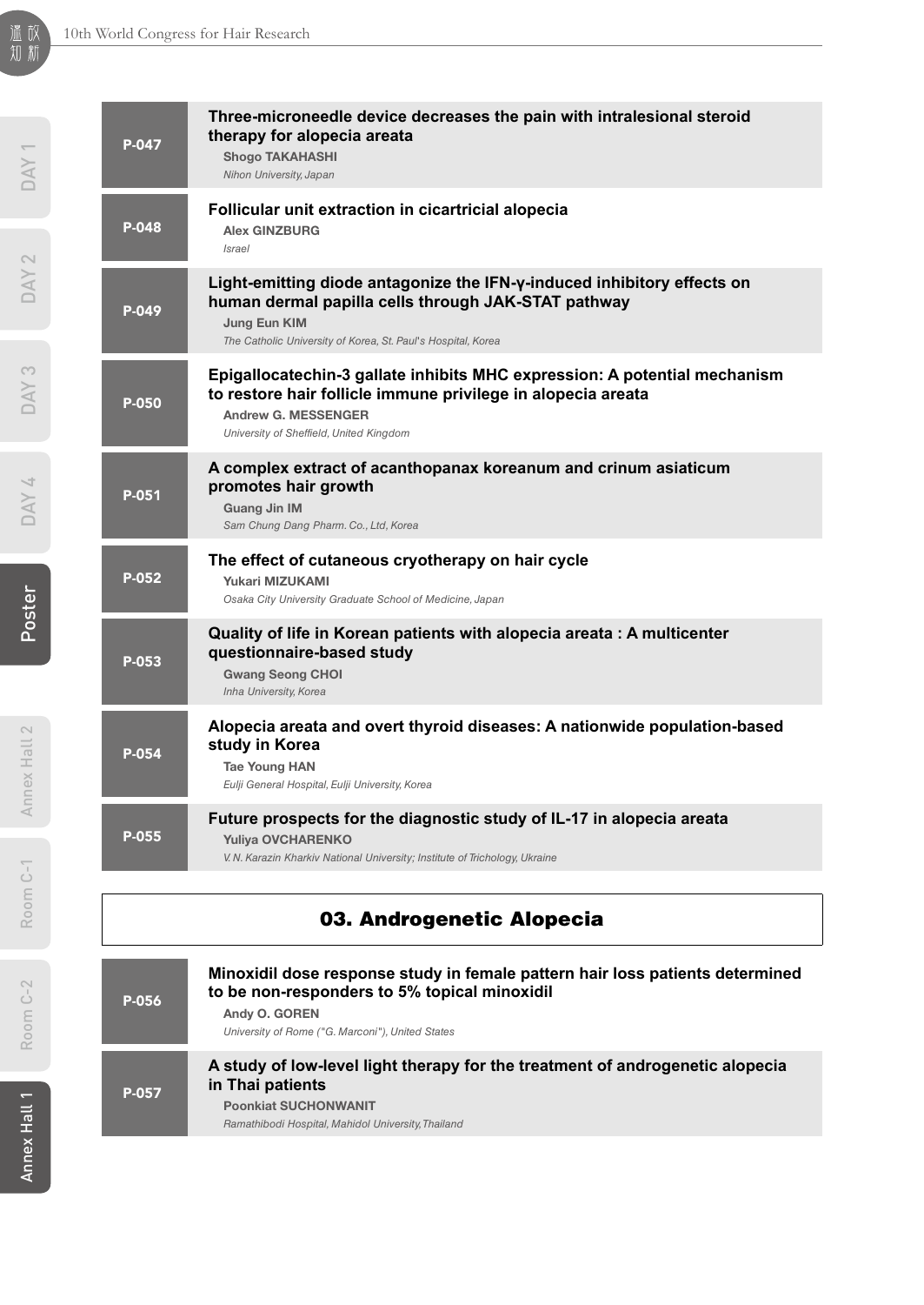**P-047**

**Three-microneedle device decreases the pain with intralesional steroid therapy for alopecia areata**

**Shogo TAKAHASHI**
*Nihon University, Japan*

**P-048**

**Follicular unit extraction in cicartricial alopecia**

**Alex GINZBURG**
*Israel*

**P-049**

**Light-emitting diode antagonize the IFN-γ-induced inhibitory effects on human dermal papilla cells through JAK-STAT pathway**

**Jung Eun KIM**
*The Catholic University of Korea, St. Paul's Hospital, Korea*

**P-050**

**Epigallocatechin-3 gallate inhibits MHC expression: A potential mechanism to restore hair follicle immune privilege in alopecia areata**

**Andrew G. MESSENGER**
*University of Sheffield, United Kingdom*

**P-051**

**A complex extract of acanthopanax koreanum and crinum asiaticum promotes hair growth**

**Guang Jin IM**
*Sam Chung Dang Pharm. Co., Ltd, Korea*

**P-052**

**The effect of cutaneous cryotherapy on hair cycle**

**Yukari MIZUKAMI**
*Osaka City University Graduate School of Medicine, Japan*

**P-053**

**Quality of life in Korean patients with alopecia areata : A multicenter questionnaire-based study**

**Gwang Seong CHOI**
*Inha University, Korea*

**P-054**

**Alopecia areata and overt thyroid diseases: A nationwide population-based study in Korea**

**Tae Young HAN**
*Eulji General Hospital, Eulji University, Korea*

**P-055**

**Future prospects for the diagnostic study of IL-17 in alopecia areata**

**Yuliya OVCHARENKO**
*V. N. Karazin Kharkiv National University; Institute of Trichology, Ukraine*

## 03. Androgenetic Alopecia

**P-056**

**Minoxidil dose response study in female pattern hair loss patients determined to be non-responders to 5% topical minoxidil**

**Andy O. GOREN**
*University of Rome ("G. Marconi"), United States*

**P-057**

**A study of low-level light therapy for the treatment of androgenetic alopecia in Thai patients**

**Poonkiat SUCHONWANIT**
*Ramathibodi Hospital, Mahidol University, Thailand*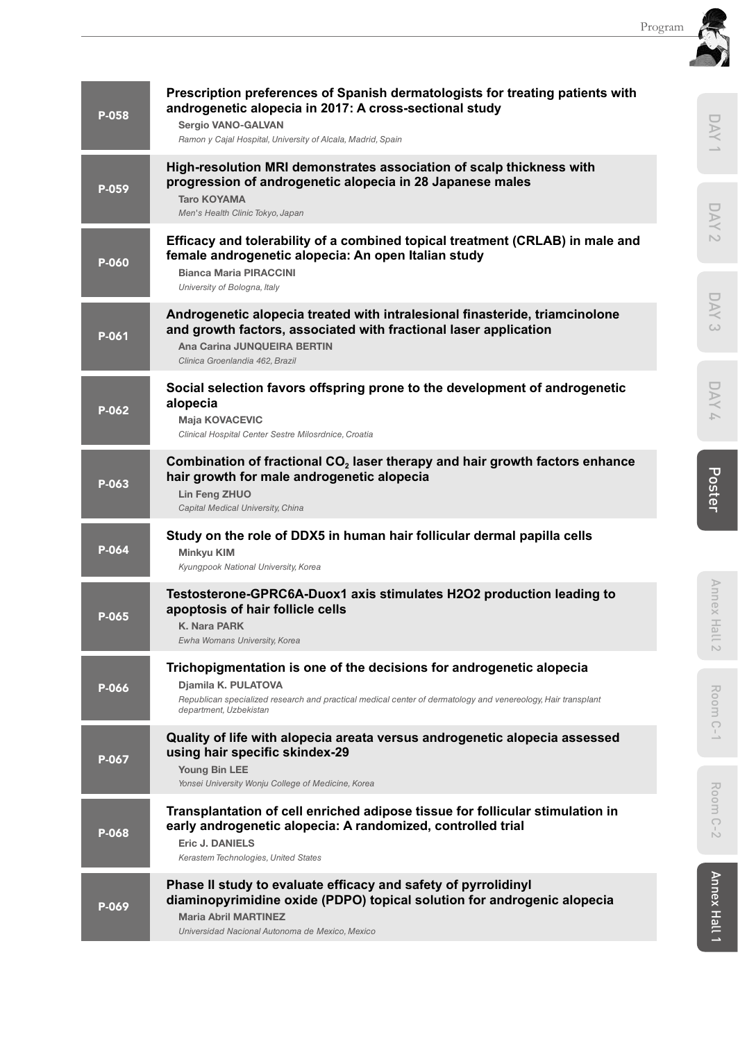**P-058**

**Prescription preferences of Spanish dermatologists for treating patients with androgenetic alopecia in 2017: A cross-sectional study**

**Sergio VANO-GALVAN**

*Ramon y Cajal Hospital, University of Alcala, Madrid, Spain*

**P-059**

**High-resolution MRI demonstrates association of scalp thickness with progression of androgenetic alopecia in 28 Japanese males**

**Taro KOYAMA**

*Men's Health Clinic Tokyo, Japan*

**P-060**

**Efficacy and tolerability of a combined topical treatment (CRLAB) in male and female androgenetic alopecia: An open Italian study**

**Bianca Maria PIRACCINI**

*University of Bologna, Italy*

**P-061**

**Androgenetic alopecia treated with intralesional finasteride, triamcinolone and growth factors, associated with fractional laser application**

**Ana Carina JUNQUEIRA BERTIN**

*Clinica Groenlandia 462, Brazil*

**P-062**

**Social selection favors offspring prone to the development of androgenetic alopecia**

**Maja KOVACEVIC**

*Clinical Hospital Center Sestre Milosrdnice, Croatia*

**P-063**

**Combination of fractional $CO_2$ laser therapy and hair growth factors enhance hair growth for male androgenetic alopecia**

**Lin Feng ZHUO**

*Capital Medical University, China*

**P-064**

**Study on the role of DDX5 in human hair follicular dermal papilla cells**

**Minkyu KIM**

*Kyungpook National University, Korea*

**P-065**

**Testosterone-GPRC6A-Duox1 axis stimulates H2O2 production leading to apoptosis of hair follicle cells**

**K. Nara PARK**

*Ewha Womans University, Korea*

**P-066**

**Trichopigmentation is one of the decisions for androgenetic alopecia**

**Djamila K. PULATOVA**

*Republican specialized research and practical medical center of dermatology and venereology, Hair transplant department, Uzbekistan*

**P-067**

**Quality of life with alopecia areata versus androgenetic alopecia assessed using hair specific skindex-29**

**Young Bin LEE**

*Yonsei University Wonju College of Medicine, Korea*

**P-068**

**Transplantation of cell enriched adipose tissue for follicular stimulation in early androgenetic alopecia: A randomized, controlled trial**

**Eric J. DANIELS**

*Kerastem Technologies, United States*

**P-069**

**Phase II study to evaluate efficacy and safety of pyrrolidinyl diaminopyrimidine oxide (PDPO) topical solution for androgenic alopecia**

**Maria Abril MARTINEZ**

*Universidad Nacional Autonoma de Mexico, Mexico*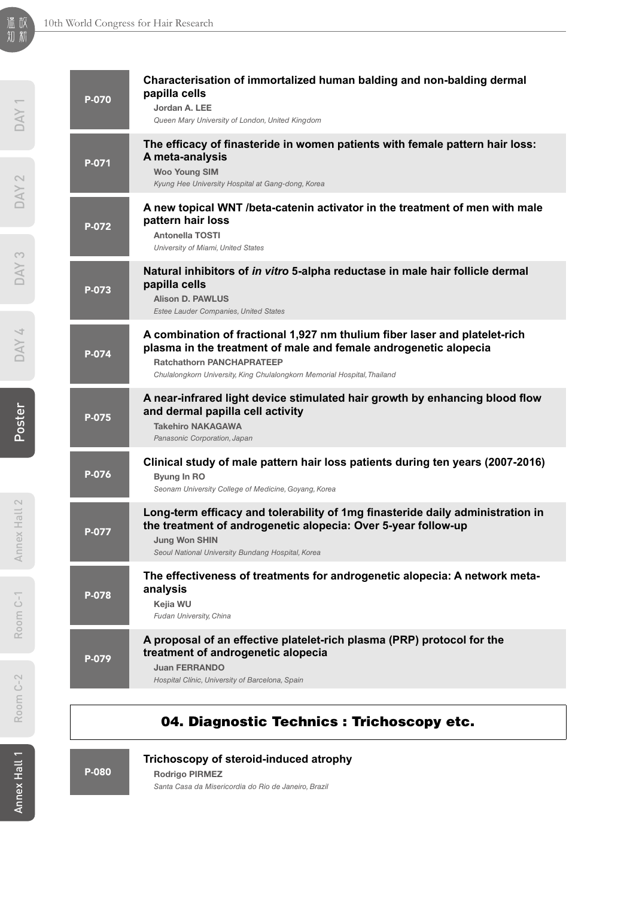**P-070**
**Characterisation of immortalized human balding and non-balding dermal papilla cells**
**Jordan A. LEE**
*Queen Mary University of London, United Kingdom*

**P-071**
**The efficacy of finasteride in women patients with female pattern hair loss: A meta-analysis**
**Woo Young SIM**
*Kyung Hee University Hospital at Gang-dong, Korea*

**P-072**
**A new topical WNT /beta-catenin activator in the treatment of men with male pattern hair loss**
**Antonella TOSTI**
*University of Miami, United States*

**P-073**
**Natural inhibitors of *in vitro* 5-alpha reductase in male hair follicle dermal papilla cells**
**Alison D. PAWLUS**
*Estee Lauder Companies, United States*

**P-074**
**A combination of fractional 1,927 nm thulium fiber laser and platelet-rich plasma in the treatment of male and female androgenetic alopecia**
**Ratchathorn PANCHAPRATEEP**
*Chulalongkorn University, King Chulalongkorn Memorial Hospital, Thailand*

**P-075**
**A near-infrared light device stimulated hair growth by enhancing blood flow and dermal papilla cell activity**
**Takehiro NAKAGAWA**
*Panasonic Corporation, Japan*

**P-076**
**Clinical study of male pattern hair loss patients during ten years (2007-2016)**
**Byung In RO**
*Seonam University College of Medicine, Goyang, Korea*

**P-077**
**Long-term efficacy and tolerability of 1mg finasteride daily administration in the treatment of androgenetic alopecia: Over 5-year follow-up**
**Jung Won SHIN**
*Seoul National University Bundang Hospital, Korea*

**P-078**
**The effectiveness of treatments for androgenetic alopecia: A network meta-analysis**
**Kejia WU**
*Fudan University, China*

**P-079**
**A proposal of an effective platelet-rich plasma (PRP) protocol for the treatment of androgenetic alopecia**
**Juan FERRANDO**
*Hospital Clinic, University of Barcelona, Spain*

## 04. Diagnostic Technics : Trichoscopy etc.

**P-080**
**Trichoscopy of steroid-induced atrophy**
**Rodrigo PIRMEZ**
*Santa Casa da Misericordia do Rio de Janeiro, Brazil*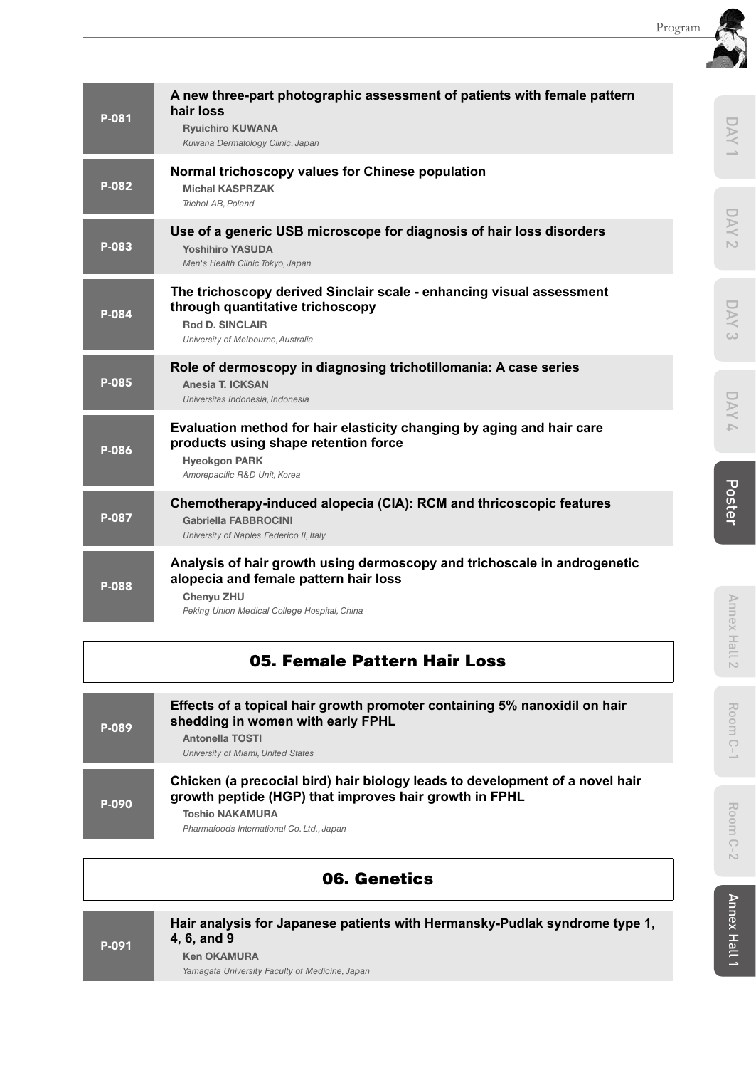**P-081**

**A new three-part photographic assessment of patients with female pattern hair loss**

**Ryuichiro KUWANA**

*Kuwana Dermatology Clinic, Japan*

**P-082**

**Normal trichoscopy values for Chinese population**

**Michal KASPRZAK**

*TrichoLAB, Poland*

**P-083**

**Use of a generic USB microscope for diagnosis of hair loss disorders**

**Yoshihiro YASUDA**

*Men's Health Clinic Tokyo, Japan*

**P-084**

**The trichoscopy derived Sinclair scale - enhancing visual assessment through quantitative trichoscopy**

**Rod D. SINCLAIR**

*University of Melbourne, Australia*

**P-085**

**Role of dermoscopy in diagnosing trichotillomania: A case series**

**Anesia T. ICKSAN**

*Universitas Indonesia, Indonesia*

**P-086**

**Evaluation method for hair elasticity changing by aging and hair care products using shape retention force**

**Hyeokgon PARK**

*Amorepacific R&D Unit, Korea*

**P-087**

**Chemotherapy-induced alopecia (CIA): RCM and thricoscopic features**

**Gabriella FABBROCINI**

*University of Naples Federico II, Italy*

**P-088**

**Analysis of hair growth using dermoscopy and trichoscale in androgenetic alopecia and female pattern hair loss**

**Chenyu ZHU**

*Peking Union Medical College Hospital, China*

## 05. Female Pattern Hair Loss

**P-089**

**Effects of a topical hair growth promoter containing 5% nanoxidil on hair shedding in women with early FPHL**

**Antonella TOSTI**

*University of Miami, United States*

**P-090**

**Chicken (a precocial bird) hair biology leads to development of a novel hair growth peptide (HGP) that improves hair growth in FPHL**

**Toshio NAKAMURA**

*Pharmafoods International Co. Ltd., Japan*

## 06. Genetics

**P-091**

**Hair analysis for Japanese patients with Hermansky-Pudlak syndrome type 1, 4, 6, and 9**

**Ken OKAMURA**

*Yamagata University Faculty of Medicine, Japan*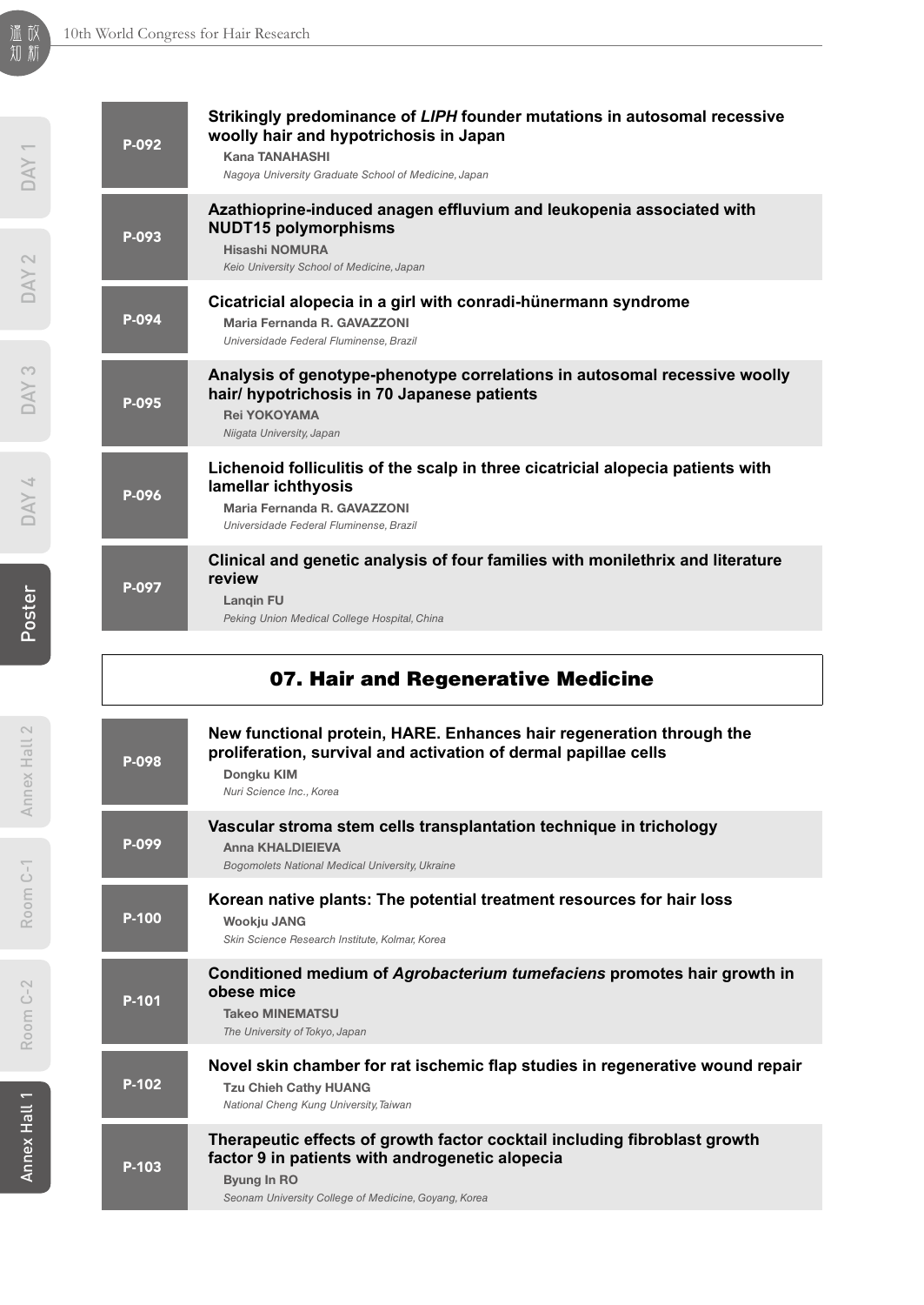**P-092**

**Strikingly predominance of *LIPH* founder mutations in autosomal recessive woolly hair and hypotrichosis in Japan**

**Kana TANAHASHI**

*Nagoya University Graduate School of Medicine, Japan*

**P-093**

**Azathioprine-induced anagen effluvium and leukopenia associated with NUDT15 polymorphisms**

**Hisashi NOMURA**

*Keio University School of Medicine, Japan*

**P-094**

**Cicatricial alopecia in a girl with conradi-hünermann syndrome**

**Maria Fernanda R. GAVAZZONI**

*Universidade Federal Fluminense, Brazil*

**P-095**

**Analysis of genotype-phenotype correlations in autosomal recessive woolly hair/ hypotrichosis in 70 Japanese patients**

**Rei YOKOYAMA**

*Niigata University, Japan*

**P-096**

**Lichenoid folliculitis of the scalp in three cicatricial alopecia patients with lamellar ichthyosis**

**Maria Fernanda R. GAVAZZONI**

*Universidade Federal Fluminense, Brazil*

**P-097**

**Clinical and genetic analysis of four families with monilethrix and literature review**

**Lanqin FU**

*Peking Union Medical College Hospital, China*

## 07. Hair and Regenerative Medicine

**P-098**

**New functional protein, HARE. Enhances hair regeneration through the proliferation, survival and activation of dermal papillae cells**

**Dongku KIM**

*Nuri Science Inc., Korea*

**P-099**

**Vascular stroma stem cells transplantation technique in trichology**

**Anna KHALDIEIEVA**

*Bogomolets National Medical University, Ukraine*

**P-100**

**Korean native plants: The potential treatment resources for hair loss**

**Wookju JANG**

*Skin Science Research Institute, Kolmar, Korea*

**P-101**

**Conditioned medium of *Agrobacterium tumefaciens* promotes hair growth in obese mice**

**Takeo MINEMATSU**

*The University of Tokyo, Japan*

**P-102**

**Novel skin chamber for rat ischemic flap studies in regenerative wound repair**

**Tzu Chieh Cathy HUANG**

*National Cheng Kung University, Taiwan*

**P-103**

**Therapeutic effects of growth factor cocktail including fibroblast growth factor 9 in patients with androgenetic alopecia**

**Byung In RO**

*Seonam University College of Medicine, Goyang, Korea*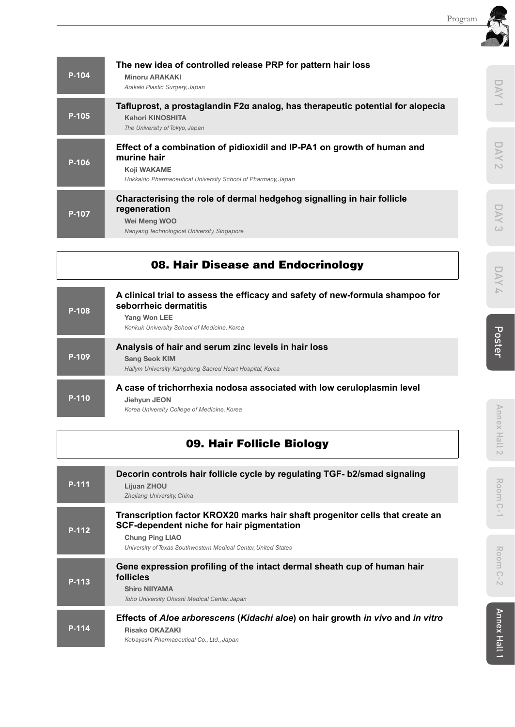**P-104**

**The new idea of controlled release PRP for pattern hair loss**

**Minoru ARAKAKI**

*Arakaki Plastic Surgery, Japan*

**P-105**

**Tafluprost, a prostaglandin F2α analog, has therapeutic potential for alopecia**

**Kahori KINOSHITA**

*The University of Tokyo, Japan*

**P-106**

**Effect of a combination of pidioxidil and IP-PA1 on growth of human and murine hair**

**Koji WAKAME**

*Hokkaido Pharmaceutical University School of Pharmacy, Japan*

**P-107**

**Characterising the role of dermal hedgehog signalling in hair follicle regeneration**

**Wei Meng WOO**

*Nanyang Technological University, Singapore*

## 08. Hair Disease and Endocrinology

**P-108**

**A clinical trial to assess the efficacy and safety of new-formula shampoo for seborrheic dermatitis**

**Yang Won LEE**

*Konkuk University School of Medicine, Korea*

**P-109**

**Analysis of hair and serum zinc levels in hair loss**

**Sang Seok KIM**

*Hallym University Kangdong Sacred Heart Hospital, Korea*

**P-110**

**A case of trichorrhexia nodosa associated with low ceruloplasmin level**

**Jiehyun JEON**

*Korea University College of Medicine, Korea*

## 09. Hair Follicle Biology

**P-111**

**Decorin controls hair follicle cycle by regulating TGF- b2/smad signaling**

**Lijuan ZHOU**

*Zhejiang University, China*

**P-112**

**Transcription factor KROX20 marks hair shaft progenitor cells that create an SCF-dependent niche for hair pigmentation**

**Chung Ping LIAO**

*University of Texas Southwestern Medical Center, United States*

**P-113**

**Gene expression profiling of the intact dermal sheath cup of human hair follicles**

**Shiro NIIYAMA**

*Toho University Ohashi Medical Center, Japan*

**P-114**

**Effects of *Aloe arborescens* (*Kidachi aloe*) on hair growth *in vivo* and *in vitro***

**Risako OKAZAKI**

*Kobayashi Pharmaceutical Co., Ltd., Japan*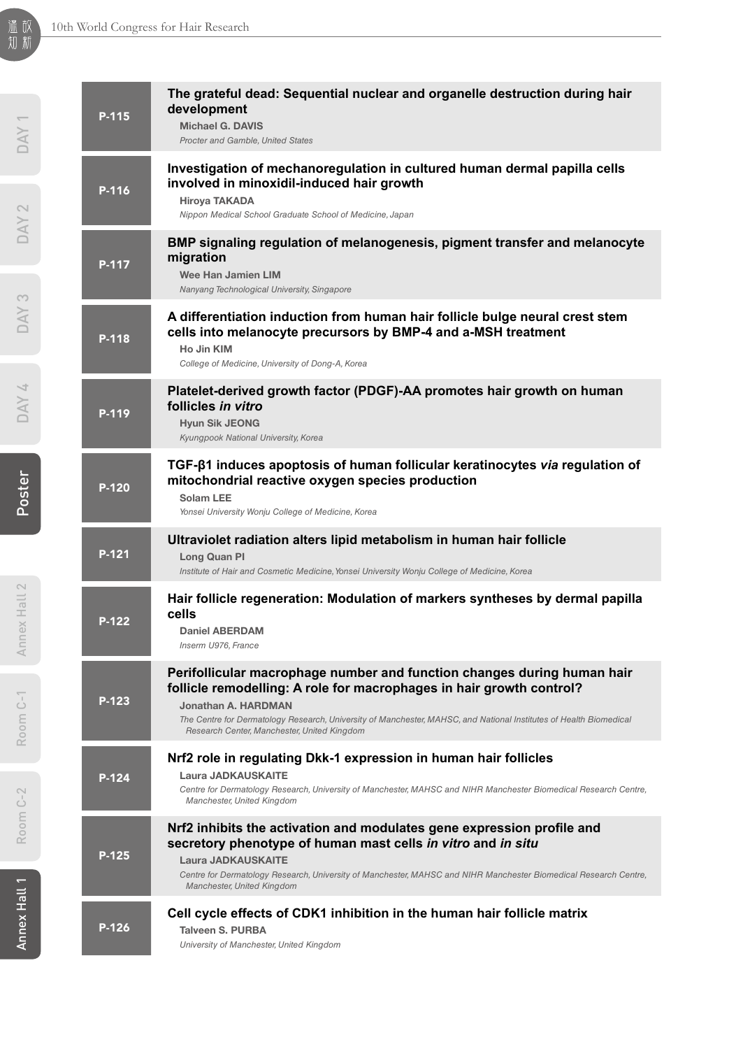**P-115**

**The grateful dead: Sequential nuclear and organelle destruction during hair development**

**Michael G. DAVIS**

*Procter and Gamble, United States*

**P-116**

**Investigation of mechanoregulation in cultured human dermal papilla cells involved in minoxidil-induced hair growth**

**Hiroya TAKADA**

*Nippon Medical School Graduate School of Medicine, Japan*

**P-117**

**BMP signaling regulation of melanogenesis, pigment transfer and melanocyte migration**

**Wee Han Jamien LIM**

*Nanyang Technological University, Singapore*

**P-118**

**A differentiation induction from human hair follicle bulge neural crest stem cells into melanocyte precursors by BMP-4 and a-MSH treatment**

**Ho Jin KIM**

*College of Medicine, University of Dong-A, Korea*

**P-119**

**Platelet-derived growth factor (PDGF)-AA promotes hair growth on human follicles *in vitro***

**Hyun Sik JEONG**

*Kyungpook National University, Korea*

**P-120**

**TGF-β1 induces apoptosis of human follicular keratinocytes *via* regulation of mitochondrial reactive oxygen species production**

**Solam LEE**

*Yonsei University Wonju College of Medicine, Korea*

**P-121**

**Ultraviolet radiation alters lipid metabolism in human hair follicle**

**Long Quan PI**

*Institute of Hair and Cosmetic Medicine, Yonsei University Wonju College of Medicine, Korea*

**P-122**

**Hair follicle regeneration: Modulation of markers syntheses by dermal papilla cells**

**Daniel ABERDAM**

*Inserm U976, France*

**P-123**

**Perifollicular macrophage number and function changes during human hair follicle remodelling: A role for macrophages in hair growth control?**

**Jonathan A. HARDMAN**

*The Centre for Dermatology Research, University of Manchester, MAHSC, and National Institutes of Health Biomedical Research Center, Manchester, United Kingdom*

**P-124**

**Nrf2 role in regulating Dkk-1 expression in human hair follicles**

**Laura JADKAUSKAITE**

*Centre for Dermatology Research, University of Manchester, MAHSC and NIHR Manchester Biomedical Research Centre, Manchester, United Kingdom*

**P-125**

**Nrf2 inhibits the activation and modulates gene expression profile and secretory phenotype of human mast cells *in vitro* and *in situ***

**Laura JADKAUSKAITE**

*Centre for Dermatology Research, University of Manchester, MAHSC and NIHR Manchester Biomedical Research Centre, Manchester, United Kingdom*

**P-126**

**Cell cycle effects of CDK1 inhibition in the human hair follicle matrix**

**Talveen S. PURBA**

*University of Manchester, United Kingdom*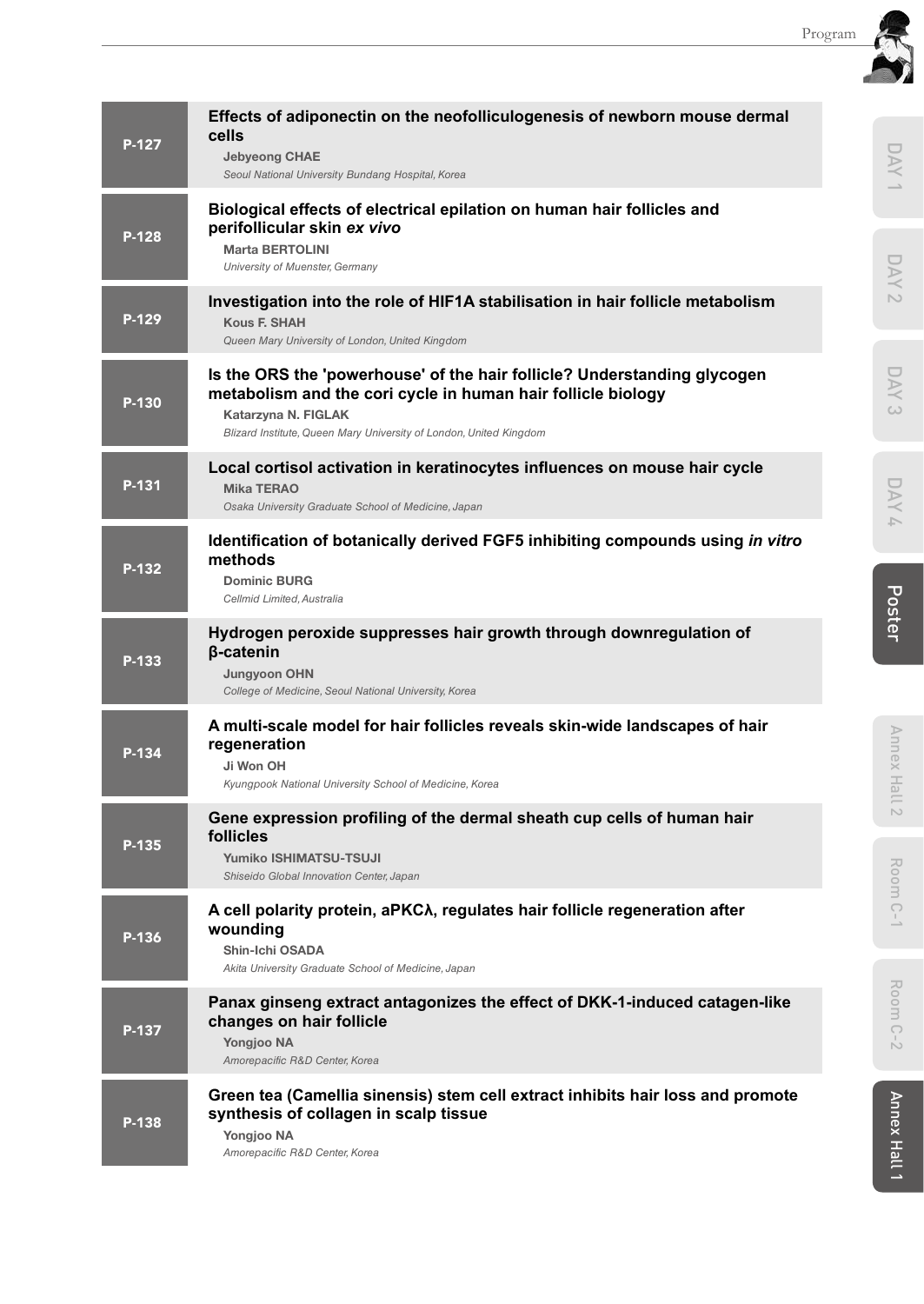**P-127**

**Effects of adiponectin on the neofolliculogenesis of newborn mouse dermal cells**

**Jebyeong CHAE**

*Seoul National University Bundang Hospital, Korea*

**P-128**

**Biological effects of electrical epilation on human hair follicles and perifollicular skin *ex vivo***

**Marta BERTOLINI**

*University of Muenster, Germany*

**P-129**

**Investigation into the role of HIF1A stabilisation in hair follicle metabolism**

**Kous F. SHAH**

*Queen Mary University of London, United Kingdom*

**P-130**

**Is the ORS the 'powerhouse' of the hair follicle? Understanding glycogen metabolism and the cori cycle in human hair follicle biology**

**Katarzyna N. FIGLAK**

*Blizard Institute, Queen Mary University of London, United Kingdom*

**P-131**

**Local cortisol activation in keratinocytes influences on mouse hair cycle**

**Mika TERAO**

*Osaka University Graduate School of Medicine, Japan*

**P-132**

**Identification of botanically derived FGF5 inhibiting compounds using *in vitro* methods**

**Dominic BURG**

*Cellmid Limited, Australia*

**P-133**

**Hydrogen peroxide suppresses hair growth through downregulation of β-catenin**

**Jungyoon OHN**

*College of Medicine, Seoul National University, Korea*

**P-134**

**A multi-scale model for hair follicles reveals skin-wide landscapes of hair regeneration**

**Ji Won OH**

*Kyungpook National University School of Medicine, Korea*

**P-135**

**Gene expression profiling of the dermal sheath cup cells of human hair follicles**

**Yumiko ISHIMATSU-TSUJI**

*Shiseido Global Innovation Center, Japan*

**P-136**

**A cell polarity protein, aPKCλ, regulates hair follicle regeneration after wounding**

**Shin-Ichi OSADA**

*Akita University Graduate School of Medicine, Japan*

**P-137**

**Panax ginseng extract antagonizes the effect of DKK-1-induced catagen-like changes on hair follicle**

**Yongjoo NA**

*Amorepacific R&D Center, Korea*

**P-138**

**Green tea (Camellia sinensis) stem cell extract inhibits hair loss and promote synthesis of collagen in scalp tissue**

**Yongjoo NA**

*Amorepacific R&D Center, Korea*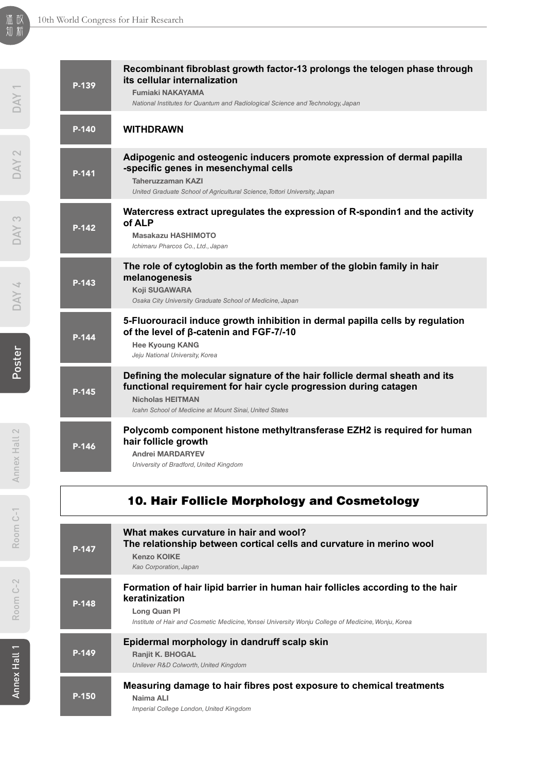**P-139** **Recombinant fibroblast growth factor-13 prolongs the telogen phase through its cellular internalization**
Fumiaki NAKAYAMA
*National Institutes for Quantum and Radiological Science and Technology, Japan*

**P-140** **WITHDRAWN**

**P-141** **Adipogenic and osteogenic inducers promote expression of dermal papilla -specific genes in mesenchymal cells**
Taheruzzaman KAZI
*United Graduate School of Agricultural Science, Tottori University, Japan*

**P-142** **Watercress extract upregulates the expression of R-spondin1 and the activity of ALP**
Masakazu HASHIMOTO
*Ichimaru Pharcos Co., Ltd., Japan*

**P-143** **The role of cytoglobin as the forth member of the globin family in hair melanogenesis**
Koji SUGAWARA
*Osaka City University Graduate School of Medicine, Japan*

**P-144** **5-Fluorouracil induce growth inhibition in dermal papilla cells by regulation of the level of β-catenin and FGF-7/-10**
Hee Kyoung KANG
*Jeju National University, Korea*

**P-145** **Defining the molecular signature of the hair follicle dermal sheath and its functional requirement for hair cycle progression during catagen**
Nicholas HEITMAN
*Icahn School of Medicine at Mount Sinai, United States*

**P-146** **Polycomb component histone methyltransferase EZH2 is required for human hair follicle growth**
Andrei MARDARYEV
*University of Bradford, United Kingdom*

## 10. Hair Follicle Morphology and Cosmetology

**P-147** **What makes curvature in hair and wool?**
**The relationship between cortical cells and curvature in merino wool**
Kenzo KOIKE
*Kao Corporation, Japan*

**P-148** **Formation of hair lipid barrier in human hair follicles according to the hair keratinization**
Long Quan PI
*Institute of Hair and Cosmetic Medicine, Yonsei University Wonju College of Medicine, Wonju, Korea*

**P-149** **Epidermal morphology in dandruff scalp skin**
Ranjit K. BHOGAL
*Unilever R&D Colworth, United Kingdom*

**P-150** **Measuring damage to hair fibres post exposure to chemical treatments**
Naima ALI
*Imperial College London, United Kingdom*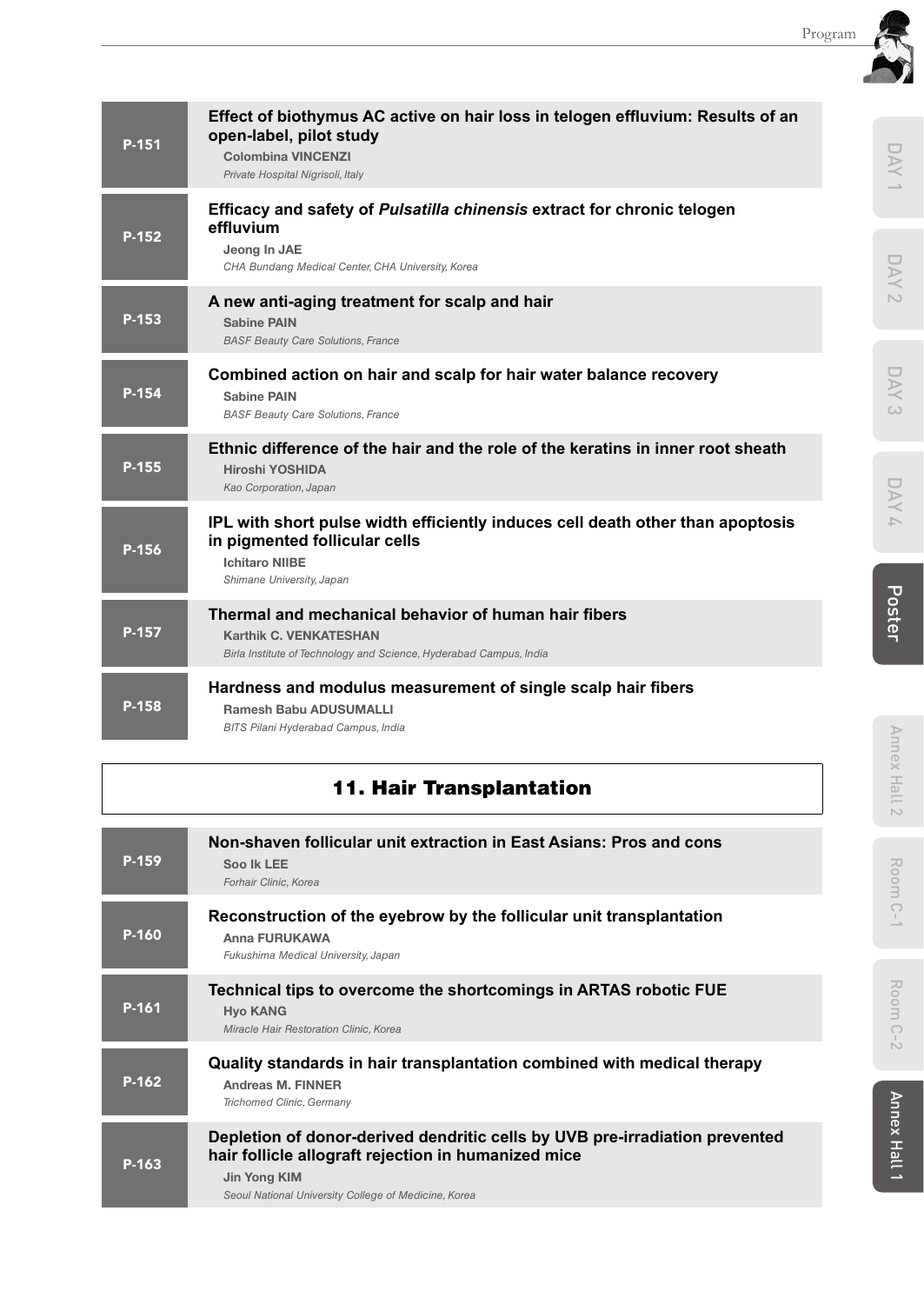**P-151**

**Effect of biothymus AC active on hair loss in telogen effluvium: Results of an open-label, pilot study**
**Colombina VINCENZI**
*Private Hospital Nigrisoli, Italy*

**P-152**

**Efficacy and safety of *Pulsatilla chinensis* extract for chronic telogen effluvium**
**Jeong In JAE**
*CHA Bundang Medical Center, CHA University, Korea*

**P-153**

**A new anti-aging treatment for scalp and hair**
**Sabine PAIN**
*BASF Beauty Care Solutions, France*

**P-154**

**Combined action on hair and scalp for hair water balance recovery**
**Sabine PAIN**
*BASF Beauty Care Solutions, France*

**P-155**

**Ethnic difference of the hair and the role of the keratins in inner root sheath**
**Hiroshi YOSHIDA**
*Kao Corporation, Japan*

**P-156**

**IPL with short pulse width efficiently induces cell death other than apoptosis in pigmented follicular cells**
**Ichitaro NIIBE**
*Shimane University, Japan*

**P-157**

**Thermal and mechanical behavior of human hair fibers**
**Karthik C. VENKATESHAN**
*Birla Institute of Technology and Science, Hyderabad Campus, India*

**P-158**

**Hardness and modulus measurement of single scalp hair fibers**
**Ramesh Babu ADUSUMALLI**
*BITS Pilani Hyderabad Campus, India*

## 11. Hair Transplantation

**P-159**

**Non-shaven follicular unit extraction in East Asians: Pros and cons**
**Soo Ik LEE**
*Forhair Clinic, Korea*

**P-160**

**Reconstruction of the eyebrow by the follicular unit transplantation**
**Anna FURUKAWA**
*Fukushima Medical University, Japan*

**P-161**

**Technical tips to overcome the shortcomings in ARTAS robotic FUE**
**Hyo KANG**
*Miracle Hair Restoration Clinic, Korea*

**P-162**

**Quality standards in hair transplantation combined with medical therapy**
**Andreas M. FINNER**
*Trichomed Clinic, Germany*

**P-163**

**Depletion of donor-derived dendritic cells by UVB pre-irradiation prevented hair follicle allograft rejection in humanized mice**
**Jin Yong KIM**
*Seoul National University College of Medicine, Korea*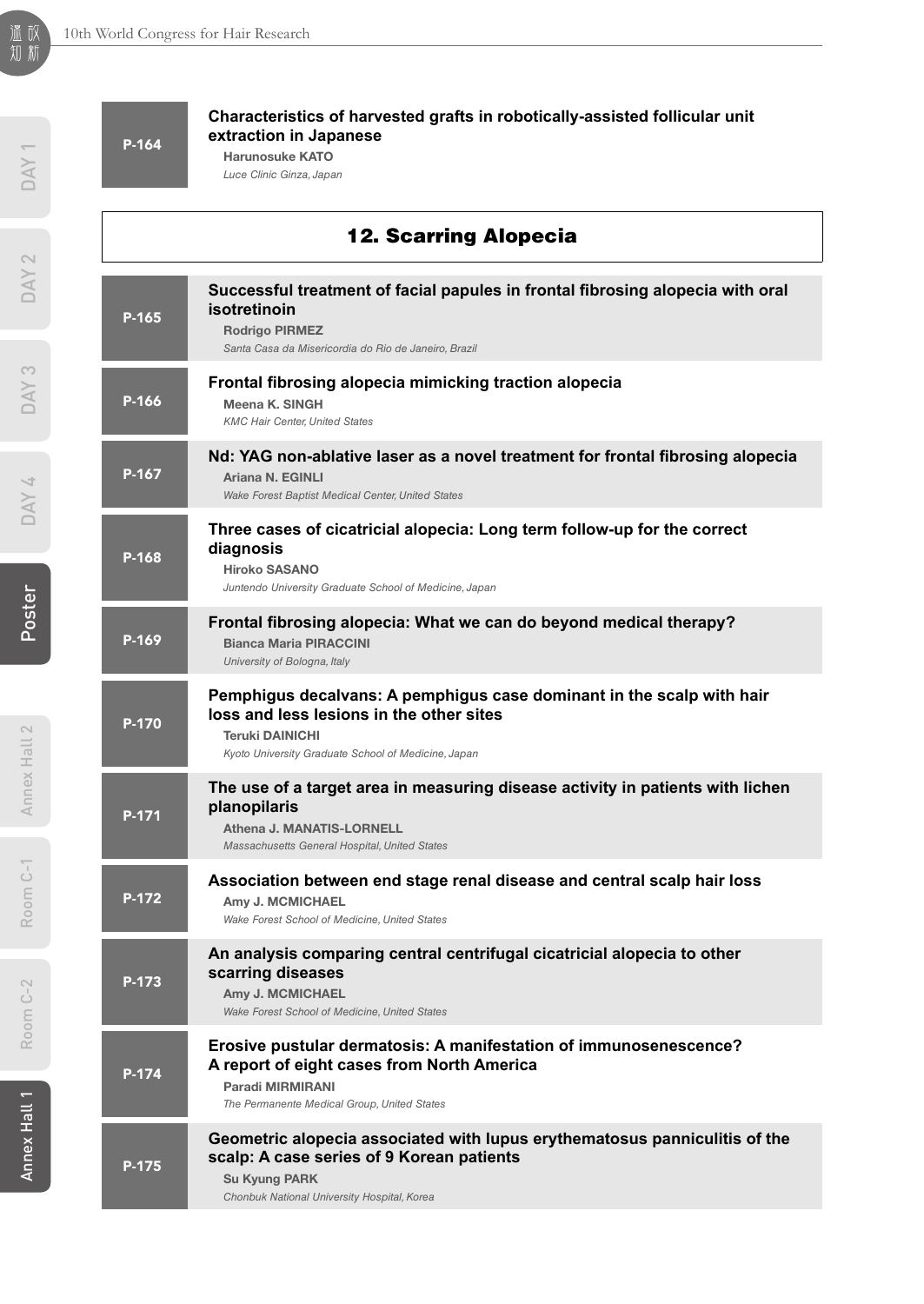**P-164**

**Characteristics of harvested grafts in robotically-assisted follicular unit extraction in Japanese**
**Harunosuke KATO**
*Luce Clinic Ginza, Japan*

## 12. Scarring Alopecia

**P-165**

**Successful treatment of facial papules in frontal fibrosing alopecia with oral isotretinoin**
**Rodrigo PIRMEZ**
*Santa Casa da Misericordia do Rio de Janeiro, Brazil*

**P-166**

**Frontal fibrosing alopecia mimicking traction alopecia**
**Meena K. SINGH**
*KMC Hair Center, United States*

**P-167**

**Nd: YAG non-ablative laser as a novel treatment for frontal fibrosing alopecia**
**Ariana N. EGINLI**
*Wake Forest Baptist Medical Center, United States*

**P-168**

**Three cases of cicatricial alopecia: Long term follow-up for the correct diagnosis**
**Hiroko SASANO**
*Juntendo University Graduate School of Medicine, Japan*

**P-169**

**Frontal fibrosing alopecia: What we can do beyond medical therapy?**
**Bianca Maria PIRACCINI**
*University of Bologna, Italy*

**P-170**

**Pemphigus decalvans: A pemphigus case dominant in the scalp with hair loss and less lesions in the other sites**
**Teruki DAINICHI**
*Kyoto University Graduate School of Medicine, Japan*

**P-171**

**The use of a target area in measuring disease activity in patients with lichen planopilaris**
**Athena J. MANATIS-LORNELL**
*Massachusetts General Hospital, United States*

**P-172**

**Association between end stage renal disease and central scalp hair loss**
**Amy J. MCMICHAEL**
*Wake Forest School of Medicine, United States*

**P-173**

**An analysis comparing central centrifugal cicatricial alopecia to other scarring diseases**
**Amy J. MCMICHAEL**
*Wake Forest School of Medicine, United States*

**P-174**

**Erosive pustular dermatosis: A manifestation of immunosenescence? A report of eight cases from North America**
**Paradi MIRMIRANI**
*The Permanente Medical Group, United States*

**P-175**

**Geometric alopecia associated with lupus erythematosus panniculitis of the scalp: A case series of 9 Korean patients**
**Su Kyung PARK**
*Chonbuk National University Hospital, Korea*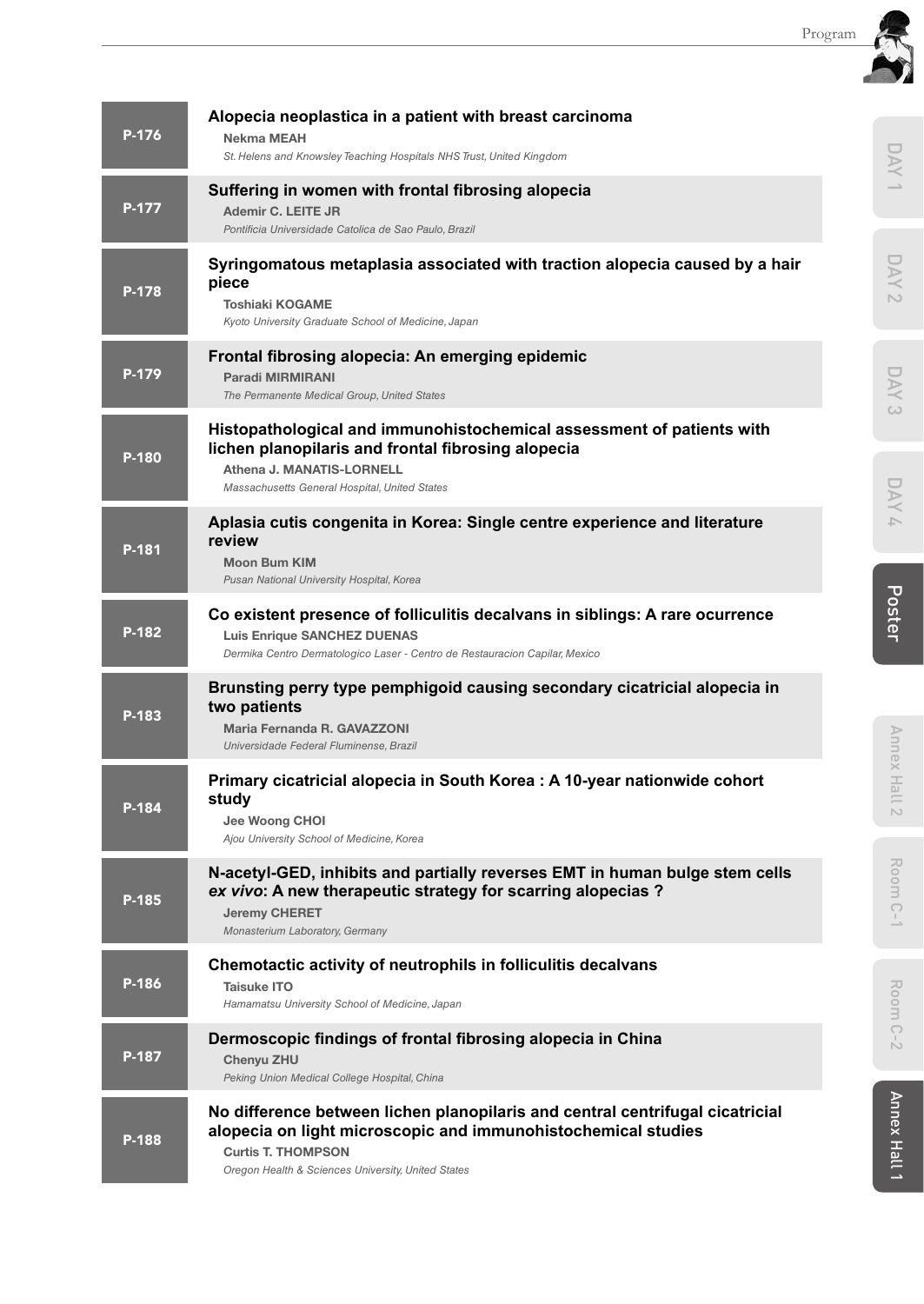**P-176**

**Alopecia neoplastica in a patient with breast carcinoma**

**Nekma MEAH**

*St. Helens and Knowsley Teaching Hospitals NHS Trust, United Kingdom*

**P-177**

**Suffering in women with frontal fibrosing alopecia**

**Ademir C. LEITE JR**

*Pontificia Universidade Catolica de Sao Paulo, Brazil*

**P-178**

**Syringomatous metaplasia associated with traction alopecia caused by a hair piece**

**Toshiaki KOGAME**

*Kyoto University Graduate School of Medicine, Japan*

**P-179**

**Frontal fibrosing alopecia: An emerging epidemic**

**Paradi MIRMIRANI**

*The Permanente Medical Group, United States*

**P-180**

**Histopathological and immunohistochemical assessment of patients with lichen planopilaris and frontal fibrosing alopecia**

**Athena J. MANATIS-LORNELL**

*Massachusetts General Hospital, United States*

**P-181**

**Aplasia cutis congenita in Korea: Single centre experience and literature review**

**Moon Bum KIM**

*Pusan National University Hospital, Korea*

**P-182**

**Co existent presence of folliculitis decalvans in siblings: A rare ocurrence**

**Luis Enrique SANCHEZ DUENAS**

*Dermika Centro Dermatologico Laser - Centro de Restauracion Capilar, Mexico*

**P-183**

**Brunsting perry type pemphigoid causing secondary cicatricial alopecia in two patients**

**Maria Fernanda R. GAVAZZONI**

*Universidade Federal Fluminense, Brazil*

**P-184**

**Primary cicatricial alopecia in South Korea : A 10-year nationwide cohort study**

**Jee Woong CHOI**

*Ajou University School of Medicine, Korea*

**P-185**

**N-acetyl-GED, inhibits and partially reverses EMT in human bulge stem cells *ex vivo*: A new therapeutic strategy for scarring alopecias ?**

**Jeremy CHERET**

*Monasterium Laboratory, Germany*

**P-186**

**Chemotactic activity of neutrophils in folliculitis decalvans**

**Taisuke ITO**

*Hamamatsu University School of Medicine, Japan*

**P-187**

**Dermoscopic findings of frontal fibrosing alopecia in China**

**Chenyu ZHU**

*Peking Union Medical College Hospital, China*

**P-188**

**No difference between lichen planopilaris and central centrifugal cicatricial alopecia on light microscopic and immunohistochemical studies**

**Curtis T. THOMPSON**

*Oregon Health & Sciences University, United States*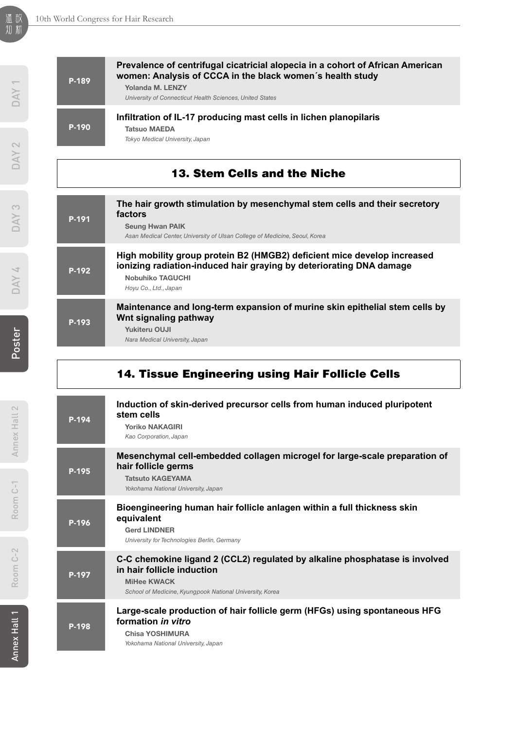**P-189** **Prevalence of centrifugal cicatricial alopecia in a cohort of African American women: Analysis of CCCA in the black women´s health study**
**Yolanda M. LENZY**
*University of Connecticut Health Sciences, United States*

**P-190** **Infiltration of IL-17 producing mast cells in lichen planopilaris**
**Tatsuo MAEDA**
*Tokyo Medical University, Japan*

## 13. Stem Cells and the Niche

**P-191** **The hair growth stimulation by mesenchymal stem cells and their secretory factors**
**Seung Hwan PAIK**
*Asan Medical Center, University of Ulsan College of Medicine, Seoul, Korea*

**P-192** **High mobility group protein B2 (HMGB2) deficient mice develop increased ionizing radiation-induced hair graying by deteriorating DNA damage**
**Nobuhiko TAGUCHI**
*Hoyu Co., Ltd., Japan*

**P-193** **Maintenance and long-term expansion of murine skin epithelial stem cells by Wnt signaling pathway**
**Yukiteru OUJI**
*Nara Medical University, Japan*

## 14. Tissue Engineering using Hair Follicle Cells

**P-194** **Induction of skin-derived precursor cells from human induced pluripotent stem cells**
**Yoriko NAKAGIRI**
*Kao Corporation, Japan*

**P-195** **Mesenchymal cell-embedded collagen microgel for large-scale preparation of hair follicle germs**
**Tatsuto KAGEYAMA**
*Yokohama National University, Japan*

**P-196** **Bioengineering human hair follicle anlagen within a full thickness skin equivalent**
**Gerd LINDNER**
*University for Technologies Berlin, Germany*

**P-197** **C-C chemokine ligand 2 (CCL2) regulated by alkaline phosphatase is involved in hair follicle induction**
**MiHee KWACK**
*School of Medicine, Kyungpook National University, Korea*

**P-198** **Large-scale production of hair follicle germ (HFGs) using spontaneous HFG formation *in vitro***
**Chisa YOSHIMURA**
*Yokohama National University, Japan*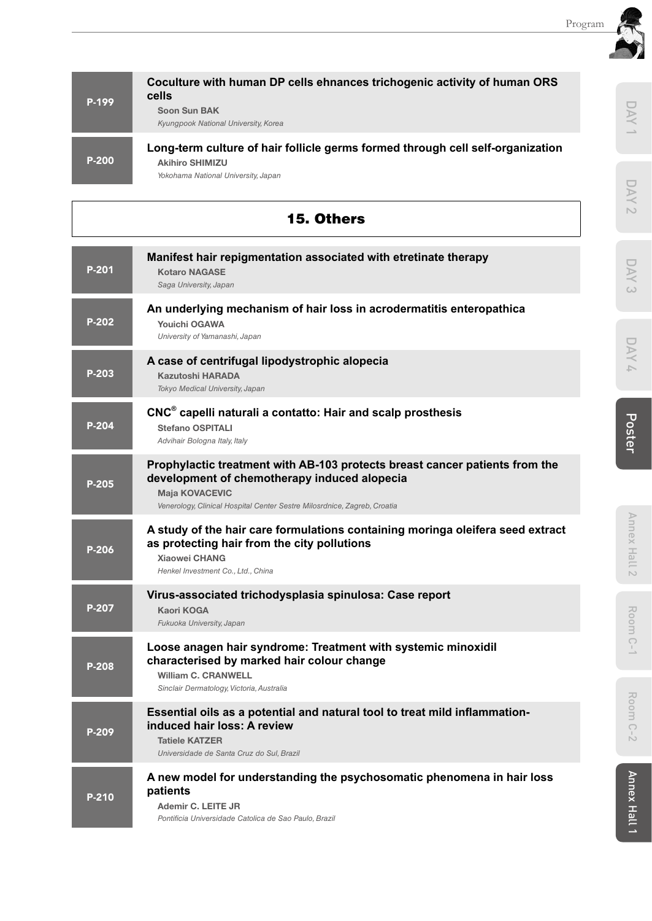**P-199**

**Coculture with human DP cells ehnances trichogenic activity of human ORS cells**
**Soon Sun BAK**
*Kyungpook National University, Korea*

**P-200**

**Long-term culture of hair follicle germs formed through cell self-organization**
**Akihiro SHIMIZU**
*Yokohama National University, Japan*

## 15. Others

**P-201**

**Manifest hair repigmentation associated with etretinate therapy**
**Kotaro NAGASE**
*Saga University, Japan*

**P-202**

**An underlying mechanism of hair loss in acrodermatitis enteropathica**
**Youichi OGAWA**
*University of Yamanashi, Japan*

**P-203**

**A case of centrifugal lipodystrophic alopecia**
**Kazutoshi HARADA**
*Tokyo Medical University, Japan*

**P-204**

**CNC® capelli naturali a contatto: Hair and scalp prosthesis**
**Stefano OSPITALI**
*Advihair Bologna Italy, Italy*

**P-205**

**Prophylactic treatment with AB-103 protects breast cancer patients from the development of chemotherapy induced alopecia**
**Maja KOVACEVIC**
*Venerology, Clinical Hospital Center Sestre Milosrdnice, Zagreb, Croatia*

**P-206**

**A study of the hair care formulations containing moringa oleifera seed extract as protecting hair from the city pollutions**
**Xiaowei CHANG**
*Henkel Investment Co., Ltd., China*

**P-207**

**Virus-associated trichodysplasia spinulosa: Case report**
**Kaori KOGA**
*Fukuoka University, Japan*

**P-208**

**Loose anagen hair syndrome: Treatment with systemic minoxidil characterised by marked hair colour change**
**William C. CRANWELL**
*Sinclair Dermatology, Victoria, Australia*

**P-209**

**Essential oils as a potential and natural tool to treat mild inflammation-induced hair loss: A review**
**Tatiele KATZER**
*Universidade de Santa Cruz do Sul, Brazil*

**P-210**

**A new model for understanding the psychosomatic phenomena in hair loss patients**
**Ademir C. LEITE JR**
*Pontificia Universidade Catolica de Sao Paulo, Brazil*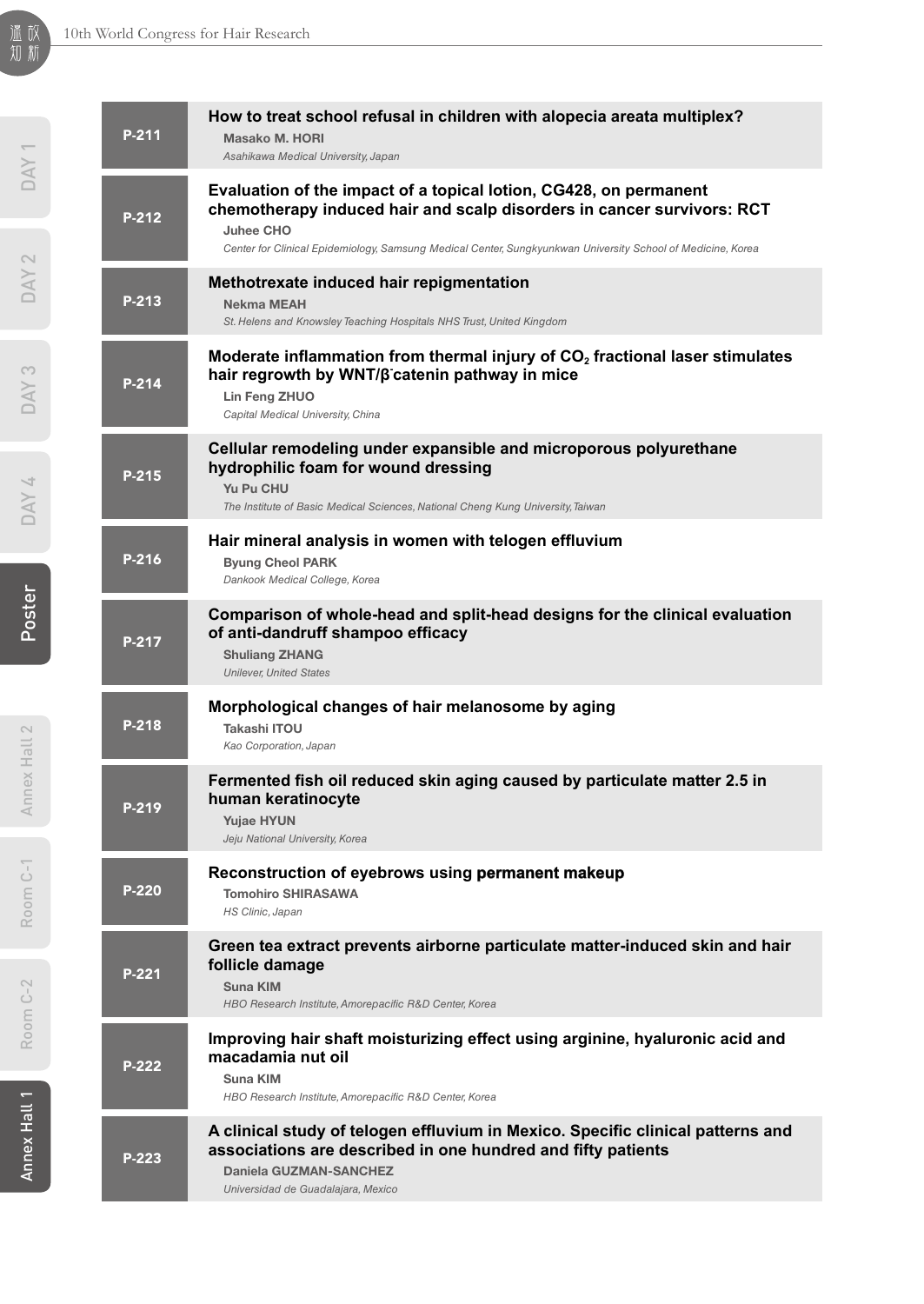**P-211**

**How to treat school refusal in children with alopecia areata multiplex?**

**Masako M. HORI**

*Asahikawa Medical University, Japan*

**P-212**

**Evaluation of the impact of a topical lotion, CG428, on permanent chemotherapy induced hair and scalp disorders in cancer survivors: RCT**

**Juhee CHO**

*Center for Clinical Epidemiology, Samsung Medical Center, Sungkyunkwan University School of Medicine, Korea*

**P-213**

**Methotrexate induced hair repigmentation**

**Nekma MEAH**

*St. Helens and Knowsley Teaching Hospitals NHS Trust, United Kingdom*

**P-214**

**Moderate inflammation from thermal injury of $CO_2$ fractional laser stimulates hair regrowth by WNT/β-catenin pathway in mice**

**Lin Feng ZHUO**

*Capital Medical University, China*

**P-215**

**Cellular remodeling under expansible and microporous polyurethane hydrophilic foam for wound dressing**

**Yu Pu CHU**

*The Institute of Basic Medical Sciences, National Cheng Kung University, Taiwan*

**P-216**

**Hair mineral analysis in women with telogen effluvium**

**Byung Cheol PARK**

*Dankook Medical College, Korea*

**P-217**

**Comparison of whole-head and split-head designs for the clinical evaluation of anti-dandruff shampoo efficacy**

**Shuliang ZHANG**

*Unilever, United States*

**P-218**

**Morphological changes of hair melanosome by aging**

**Takashi ITOU**

*Kao Corporation, Japan*

**P-219**

**Fermented fish oil reduced skin aging caused by particulate matter 2.5 in human keratinocyte**

**Yujae HYUN**

*Jeju National University, Korea*

**P-220**

**Reconstruction of eyebrows using permanent makeup**

**Tomohiro SHIRASAWA**

*HS Clinic, Japan*

**P-221**

**Green tea extract prevents airborne particulate matter-induced skin and hair follicle damage**

**Suna KIM**

*HBO Research Institute, Amorepacific R&D Center, Korea*

**P-222**

**Improving hair shaft moisturizing effect using arginine, hyaluronic acid and macadamia nut oil**

**Suna KIM**

*HBO Research Institute, Amorepacific R&D Center, Korea*

**P-223**

**A clinical study of telogen effluvium in Mexico. Specific clinical patterns and associations are described in one hundred and fifty patients**

**Daniela GUZMAN-SANCHEZ**

*Universidad de Guadalajara, Mexico*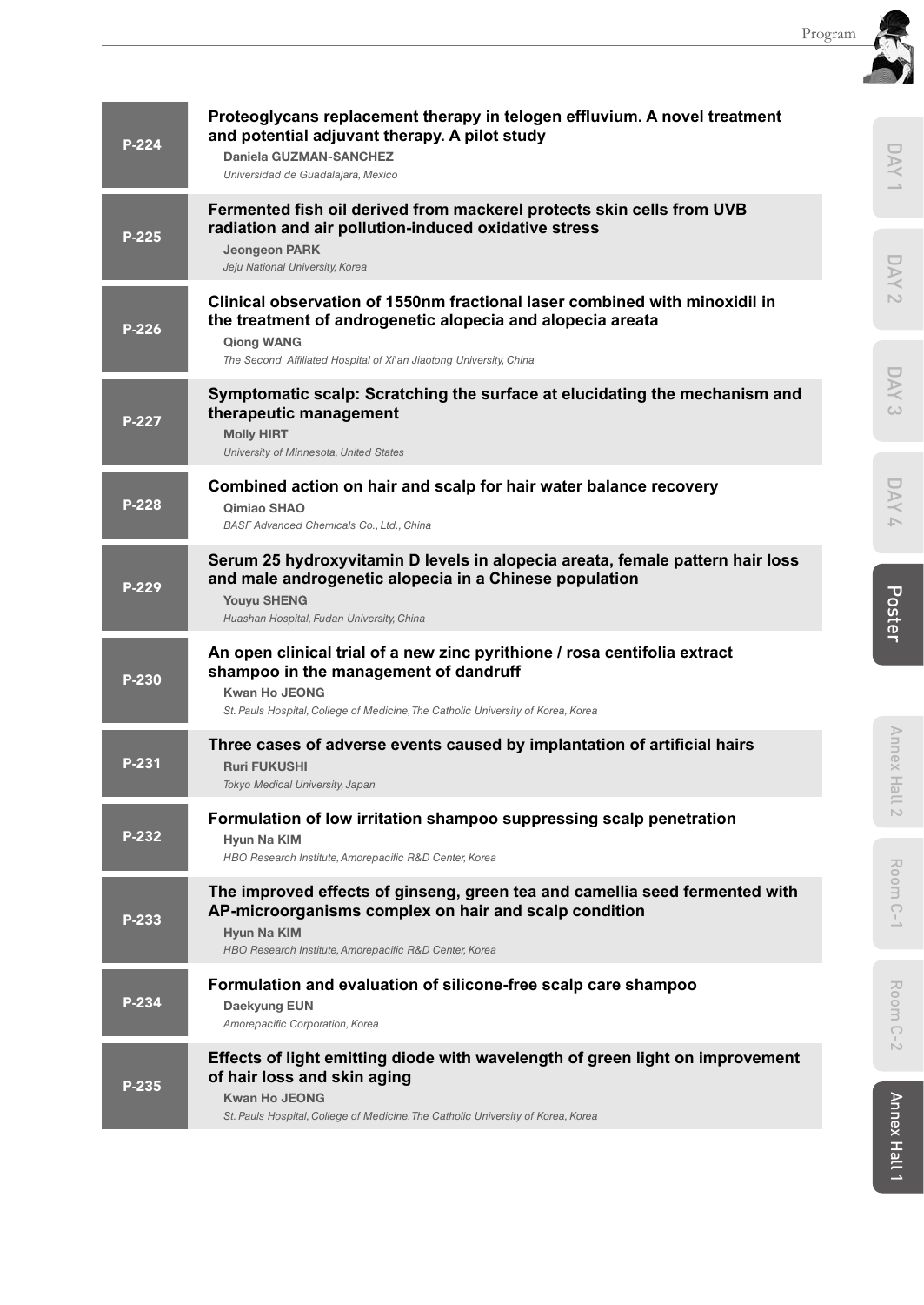**P-224**

**Proteoglycans replacement therapy in telogen effluvium. A novel treatment and potential adjuvant therapy. A pilot study**

**Daniela GUZMAN-SANCHEZ**
*Universidad de Guadalajara, Mexico*

**P-225**

**Fermented fish oil derived from mackerel protects skin cells from UVB radiation and air pollution-induced oxidative stress**

**Jeongeon PARK**
*Jeju National University, Korea*

**P-226**

**Clinical observation of 1550nm fractional laser combined with minoxidil in the treatment of androgenetic alopecia and alopecia areata**

**Qiong WANG**
*The Second Affiliated Hospital of Xi'an Jiaotong University, China*

**P-227**

**Symptomatic scalp: Scratching the surface at elucidating the mechanism and therapeutic management**

**Molly HIRT**
*University of Minnesota, United States*

**P-228**

**Combined action on hair and scalp for hair water balance recovery**

**Qimiao SHAO**
*BASF Advanced Chemicals Co., Ltd., China*

**P-229**

**Serum 25 hydroxyvitamin D levels in alopecia areata, female pattern hair loss and male androgenetic alopecia in a Chinese population**

**Youyu SHENG**
*Huashan Hospital, Fudan University, China*

**P-230**

**An open clinical trial of a new zinc pyrithione / rosa centifolia extract shampoo in the management of dandruff**

**Kwan Ho JEONG**
*St. Pauls Hospital, College of Medicine, The Catholic University of Korea, Korea*

**P-231**

**Three cases of adverse events caused by implantation of artificial hairs**

**Ruri FUKUSHI**
*Tokyo Medical University, Japan*

**P-232**

**Formulation of low irritation shampoo suppressing scalp penetration**

**Hyun Na KIM**
*HBO Research Institute, Amorepacific R&D Center, Korea*

**P-233**

**The improved effects of ginseng, green tea and camellia seed fermented with AP-microorganisms complex on hair and scalp condition**

**Hyun Na KIM**
*HBO Research Institute, Amorepacific R&D Center, Korea*

**P-234**

**Formulation and evaluation of silicone-free scalp care shampoo**

**Daekyung EUN**
*Amorepacific Corporation, Korea*

**P-235**

**Effects of light emitting diode with wavelength of green light on improvement of hair loss and skin aging**

**Kwan Ho JEONG**
*St. Pauls Hospital, College of Medicine, The Catholic University of Korea, Korea*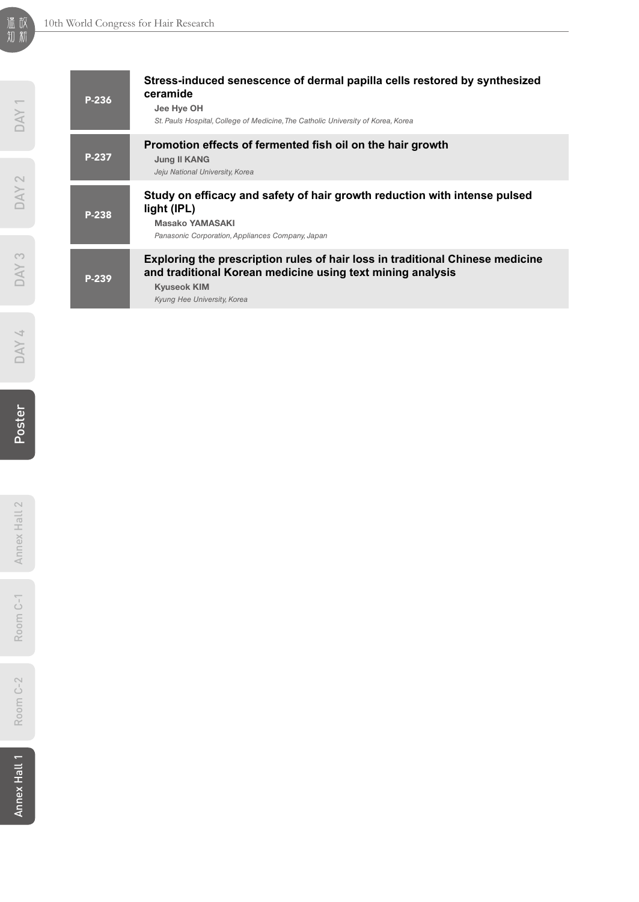**P-236**

**Stress-induced senescence of dermal papilla cells restored by synthesized ceramide**

**Jee Hye OH**

*St. Pauls Hospital, College of Medicine, The Catholic University of Korea, Korea*

**P-237**

**Promotion effects of fermented fish oil on the hair growth**

**Jung Il KANG**

*Jeju National University, Korea*

**P-238**

**Study on efficacy and safety of hair growth reduction with intense pulsed light (IPL)**

**Masako YAMASAKI**

*Panasonic Corporation, Appliances Company, Japan*

**P-239**

**Exploring the prescription rules of hair loss in traditional Chinese medicine and traditional Korean medicine using text mining analysis**

**Kyuseok KIM**

*Kyung Hee University, Korea*